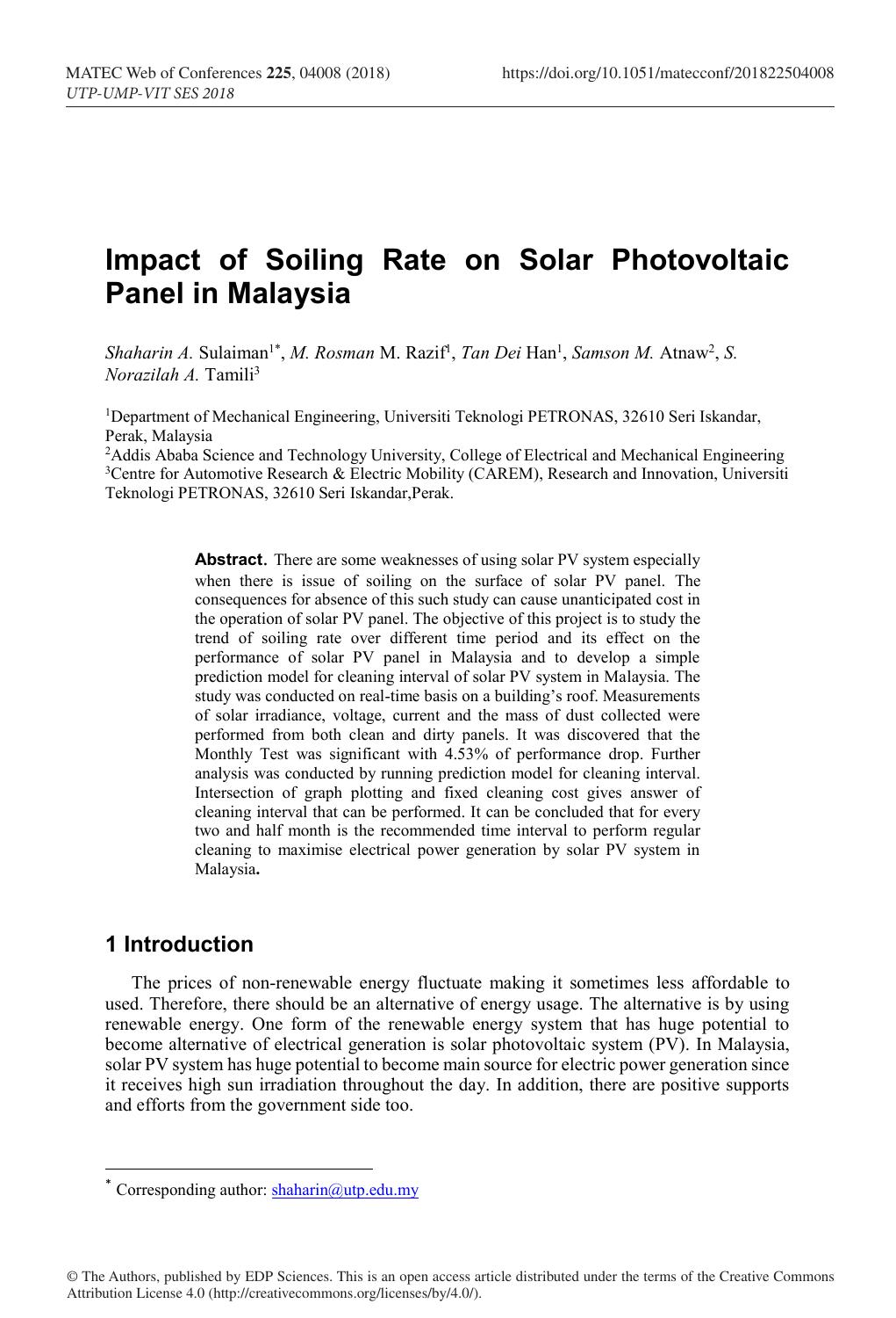# Impact of Soiling Rate on Solar Photovoltaic Panel in Malaysia

*Shaharin A.* Sulaiman[1*], *M. Rosman* M. Razif[1], *Tan Dei* Han[1], *Samson M.* Atnaw[2], *S. Norazilah A.* Tamili[3]

[1]Department of Mechanical Engineering, Universiti Teknologi PETRONAS, 32610 Seri Iskandar, Perak, Malaysia

[2]Addis Ababa Science and Technology University, College of Electrical and Mechanical Engineering

[3]Centre for Automotive Research & Electric Mobility (CAREM), Research and Innovation, Universiti Teknologi PETRONAS, 32610 Seri Iskandar,Perak.

**Abstract.** There are some weaknesses of using solar PV system especially when there is issue of soiling on the surface of solar PV panel. The consequences for absence of this such study can cause unanticipated cost in the operation of solar PV panel. The objective of this project is to study the trend of soiling rate over different time period and its effect on the performance of solar PV panel in Malaysia and to develop a simple prediction model for cleaning interval of solar PV system in Malaysia. The study was conducted on real-time basis on a building's roof. Measurements of solar irradiance, voltage, current and the mass of dust collected were performed from both clean and dirty panels. It was discovered that the Monthly Test was significant with 4.53% of performance drop. Further analysis was conducted by running prediction model for cleaning interval. Intersection of graph plotting and fixed cleaning cost gives answer of cleaning interval that can be performed. It can be concluded that for every two and half month is the recommended time interval to perform regular cleaning to maximise electrical power generation by solar PV system in Malaysia**.**

## 1 Introduction

The prices of non-renewable energy fluctuate making it sometimes less affordable to used. Therefore, there should be an alternative of energy usage. The alternative is by using renewable energy. One form of the renewable energy system that has huge potential to become alternative of electrical generation is solar photovoltaic system (PV). In Malaysia, solar PV system has huge potential to become main source for electric power generation since it receives high sun irradiation throughout the day. In addition, there are positive supports and efforts from the government side too.

* Corresponding author: shaharin@utp.edu.my

© The Authors, published by EDP Sciences. This is an open access article distributed under the terms of the Creative Commons Attribution License 4.0 (http://creativecommons.org/licenses/by/4.0/).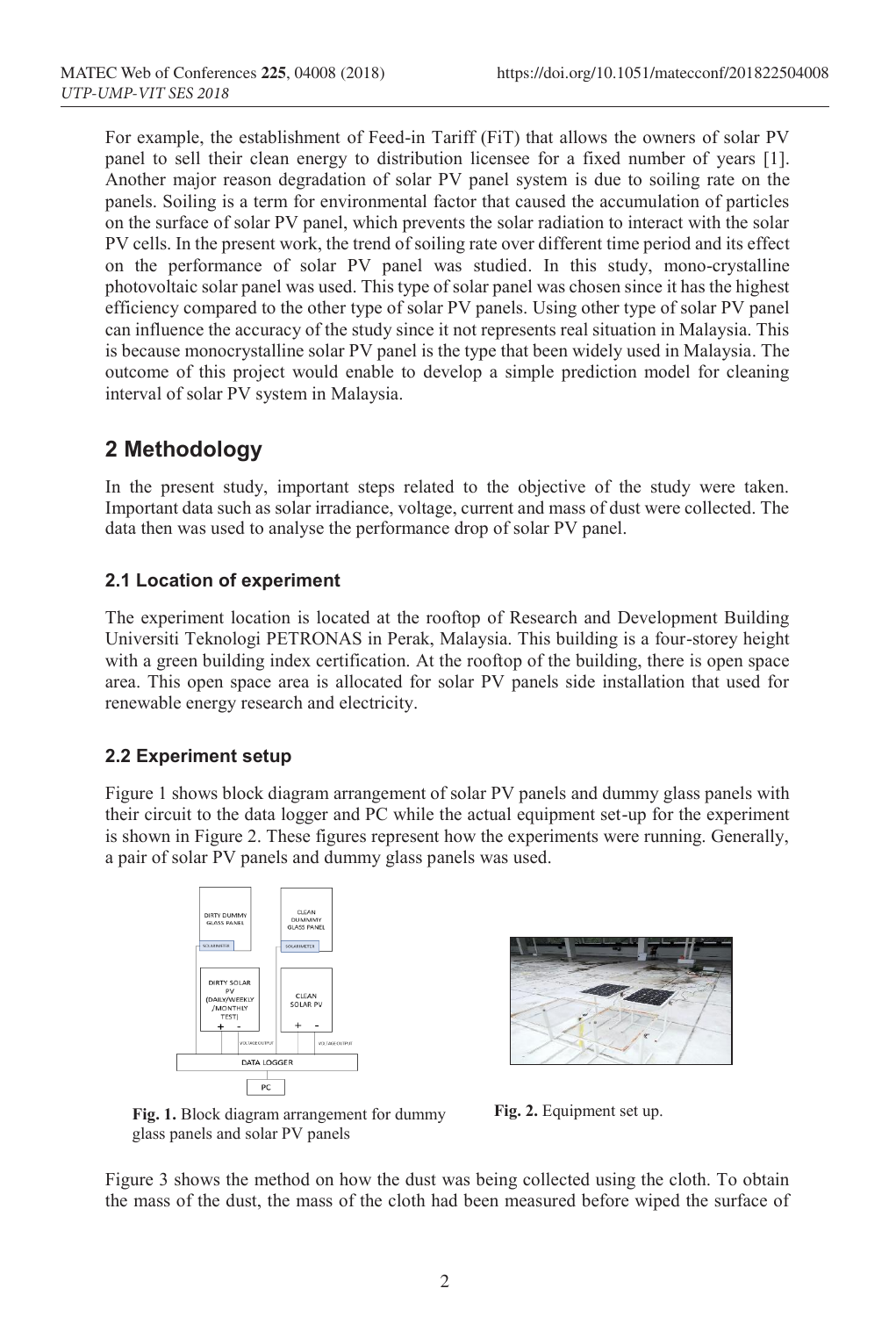For example, the establishment of Feed-in Tariff (FiT) that allows the owners of solar PV panel to sell their clean energy to distribution licensee for a fixed number of years [1]. Another major reason degradation of solar PV panel system is due to soiling rate on the panels. Soiling is a term for environmental factor that caused the accumulation of particles on the surface of solar PV panel, which prevents the solar radiation to interact with the solar PV cells. In the present work, the trend of soiling rate over different time period and its effect on the performance of solar PV panel was studied. In this study, mono-crystalline photovoltaic solar panel was used. This type of solar panel was chosen since it has the highest efficiency compared to the other type of solar PV panels. Using other type of solar PV panel can influence the accuracy of the study since it not represents real situation in Malaysia. This is because monocrystalline solar PV panel is the type that been widely used in Malaysia. The outcome of this project would enable to develop a simple prediction model for cleaning interval of solar PV system in Malaysia.

## 2 Methodology

In the present study, important steps related to the objective of the study were taken. Important data such as solar irradiance, voltage, current and mass of dust were collected. The data then was used to analyse the performance drop of solar PV panel.

### 2.1 Location of experiment

The experiment location is located at the rooftop of Research and Development Building Universiti Teknologi PETRONAS in Perak, Malaysia. This building is a four-storey height with a green building index certification. At the rooftop of the building, there is open space area. This open space area is allocated for solar PV panels side installation that used for renewable energy research and electricity.

### 2.2 Experiment setup

Figure 1 shows block diagram arrangement of solar PV panels and dummy glass panels with their circuit to the data logger and PC while the actual equipment set-up for the experiment is shown in Figure 2. These figures represent how the experiments were running. Generally, a pair of solar PV panels and dummy glass panels was used.

DIRTY DUMMY GLASS PANEL

CLEAN DUMMY GLASS PANEL

SOLARIMETER

SOLARIMETER

DIRTY SOLAR PV (DAILY/WEEKLY /MONTHLY TEST)

CLEAN SOLAR PV

VOLTAGE OUTPUT

VOLTAGE OUTPUT

DATA LOGGER

PC

**Fig. 1.** Block diagram arrangement for dummy glass panels and solar PV panels

**Fig. 2.** Equipment set up.

Figure 3 shows the method on how the dust was being collected using the cloth. To obtain the mass of the dust, the mass of the cloth had been measured before wiped the surface of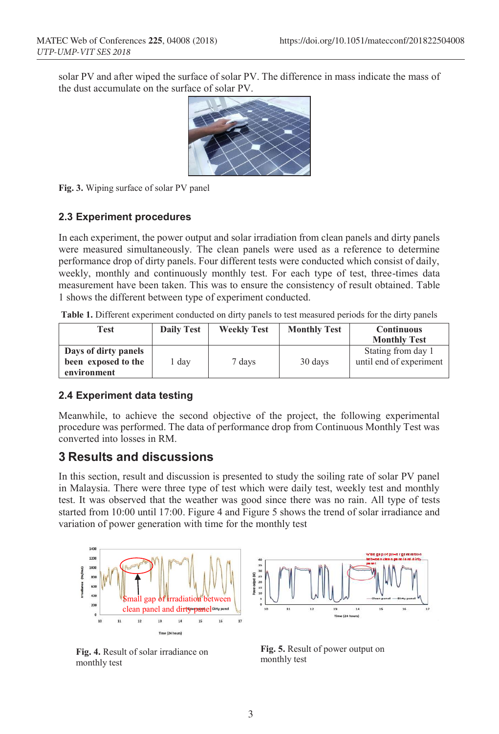solar PV and after wiped the surface of solar PV. The difference in mass indicate the mass of the dust accumulate on the surface of solar PV.

**Fig. 3.** Wiping surface of solar PV panel

### 2.3 Experiment procedures

In each experiment, the power output and solar irradiation from clean panels and dirty panels were measured simultaneously. The clean panels were used as a reference to determine performance drop of dirty panels. Four different tests were conducted which consist of daily, weekly, monthly and continuously monthly test. For each type of test, three-times data measurement have been taken. This was to ensure the consistency of result obtained. Table 1 shows the different between type of experiment conducted.

**Table 1.** Different experiment conducted on dirty panels to test measured periods for the dirty panels

| Test | Daily Test | Weekly Test | Monthly Test | Continuous Monthly Test |
|---|---|---|---|---|
| **Days of dirty panels been exposed to the environment** | 1 day | 7 days | 30 days | Stating from day 1 until end of experiment |

### 2.4 Experiment data testing

Meanwhile, to achieve the second objective of the project, the following experimental procedure was performed. The data of performance drop from Continuous Monthly Test was converted into losses in RM.

## 3 Results and discussions

In this section, result and discussion is presented to study the soiling rate of solar PV panel in Malaysia. There were three type of test which were daily test, weekly test and monthly test. It was observed that the weather was good since there was no rain. All type of tests started from 10:00 until 17:00. Figure 4 and Figure 5 shows the trend of solar irradiance and variation of power generation with time for the monthly test

**Fig. 4.** Result of solar irradiance on monthly test

**Fig. 5.** Result of power output on monthly test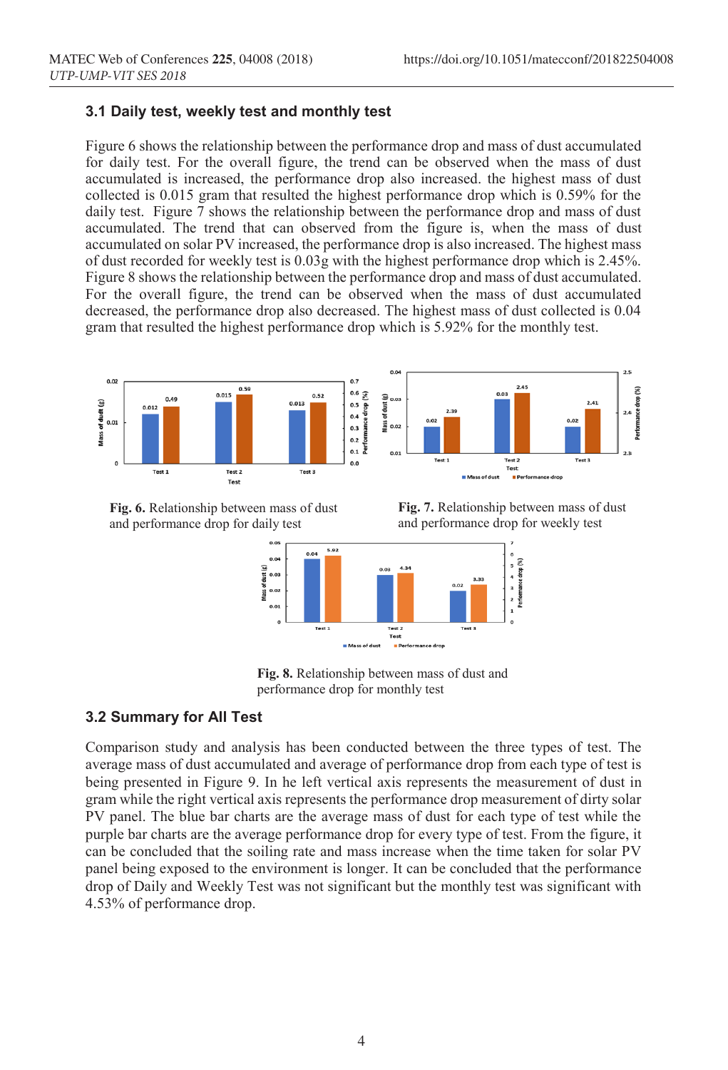### 3.1 Daily test, weekly test and monthly test

Figure 6 shows the relationship between the performance drop and mass of dust accumulated for daily test. For the overall figure, the trend can be observed when the mass of dust accumulated is increased, the performance drop also increased. the highest mass of dust collected is 0.015 gram that resulted the highest performance drop which is 0.59% for the daily test. Figure 7 shows the relationship between the performance drop and mass of dust accumulated. The trend that can observed from the figure is, when the mass of dust accumulated on solar PV increased, the performance drop is also increased. The highest mass of dust recorded for weekly test is 0.03g with the highest performance drop which is 2.45%. Figure 8 shows the relationship between the performance drop and mass of dust accumulated. For the overall figure, the trend can be observed when the mass of dust accumulated decreased, the performance drop also decreased. The highest mass of dust collected is 0.04 gram that resulted the highest performance drop which is 5.92% for the monthly test.

**Fig. 6.** Relationship between mass of dust and performance drop for daily test

**Fig. 7.** Relationship between mass of dust and performance drop for weekly test

**Fig. 8.** Relationship between mass of dust and performance drop for monthly test

### 3.2 Summary for All Test

Comparison study and analysis has been conducted between the three types of test. The average mass of dust accumulated and average of performance drop from each type of test is being presented in Figure 9. In he left vertical axis represents the measurement of dust in gram while the right vertical axis represents the performance drop measurement of dirty solar PV panel. The blue bar charts are the average mass of dust for each type of test while the purple bar charts are the average performance drop for every type of test. From the figure, it can be concluded that the soiling rate and mass increase when the time taken for solar PV panel being exposed to the environment is longer. It can be concluded that the performance drop of Daily and Weekly Test was not significant but the monthly test was significant with 4.53% of performance drop.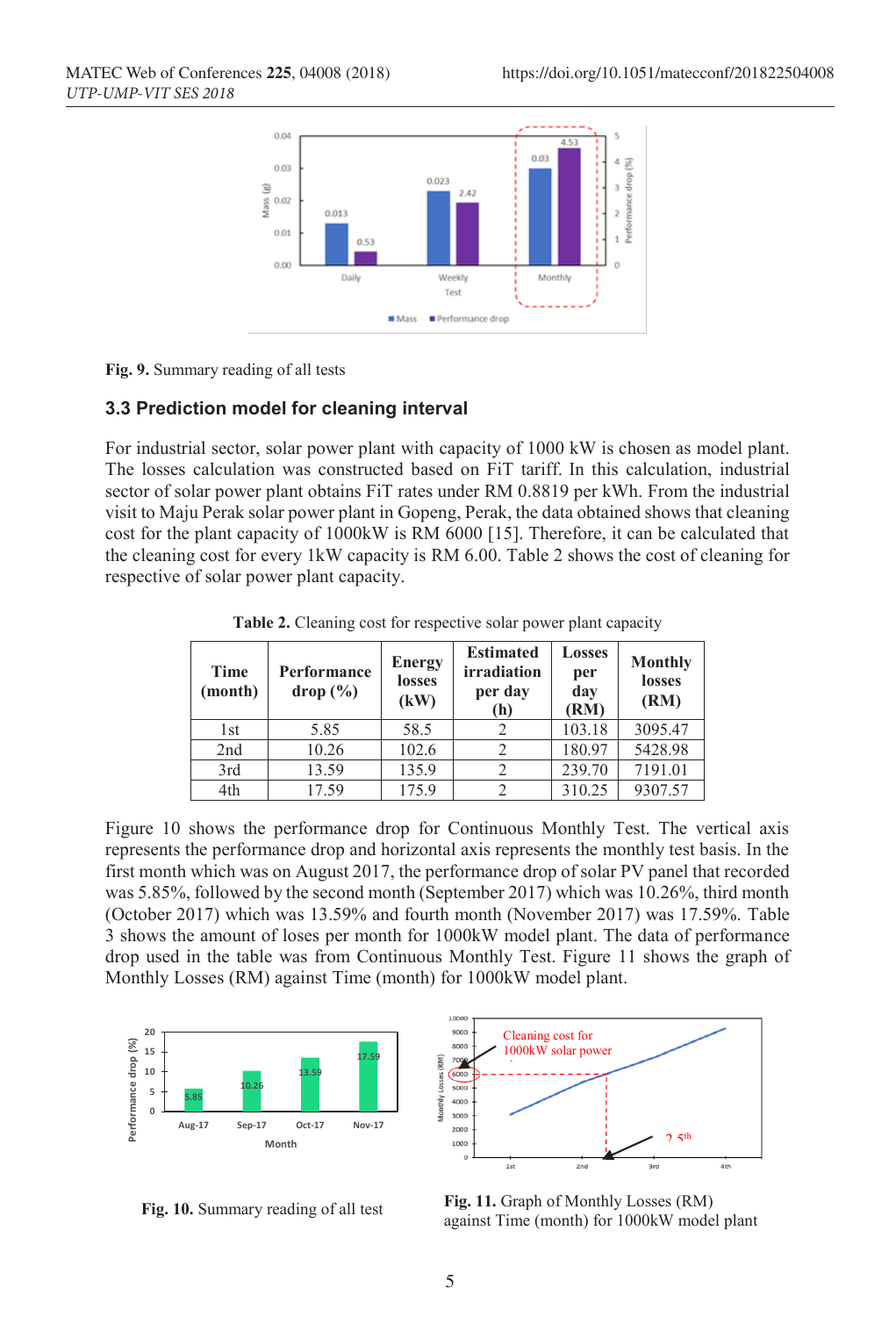Fig. 9. Summary reading of all tests

### 3.3 Prediction model for cleaning interval

For industrial sector, solar power plant with capacity of 1000 kW is chosen as model plant. The losses calculation was constructed based on FiT tariff. In this calculation, industrial sector of solar power plant obtains FiT rates under RM 0.8819 per kWh. From the industrial visit to Maju Perak solar power plant in Gopeng, Perak, the data obtained shows that cleaning cost for the plant capacity of 1000kW is RM 6000 [15]. Therefore, it can be calculated that the cleaning cost for every 1kW capacity is RM 6.00. Table 2 shows the cost of cleaning for respective of solar power plant capacity.

**Table 2.** Cleaning cost for respective solar power plant capacity

| Time (month) | Performance drop (%) | Energy losses (kW) | Estimated irradiation per day (h) | Losses per day (RM) | Monthly losses (RM) |
|---|---|---|---|---|---|
| 1st | 5.85 | 58.5 | 2 | 103.18 | 3095.47 |
| 2nd | 10.26 | 102.6 | 2 | 180.97 | 5428.98 |
| 3rd | 13.59 | 135.9 | 2 | 239.70 | 7191.01 |
| 4th | 17.59 | 175.9 | 2 | 310.25 | 9307.57 |

Figure 10 shows the performance drop for Continuous Monthly Test. The vertical axis represents the performance drop and horizontal axis represents the monthly test basis. In the first month which was on August 2017, the performance drop of solar PV panel that recorded was 5.85%, followed by the second month (September 2017) which was 10.26%, third month (October 2017) which was 13.59% and fourth month (November 2017) was 17.59%. Table 3 shows the amount of loses per month for 1000kW model plant. The data of performance drop used in the table was from Continuous Monthly Test. Figure 11 shows the graph of Monthly Losses (RM) against Time (month) for 1000kW model plant.

**Fig. 10.** Summary reading of all test

**Fig. 11.** Graph of Monthly Losses (RM) against Time (month) for 1000kW model plant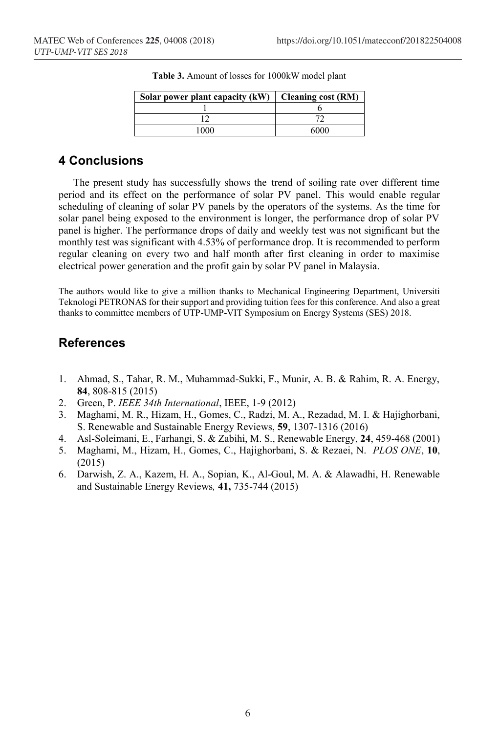**Table 3.** Amount of losses for 1000kW model plant

| Solar power plant capacity (kW) | Cleaning cost (RM) |
|---|---|
| 1 | 6 |
| 12 | 72 |
| 1000 | 6000 |

## 4 Conclusions

The present study has successfully shows the trend of soiling rate over different time period and its effect on the performance of solar PV panel. This would enable regular scheduling of cleaning of solar PV panels by the operators of the systems. As the time for solar panel being exposed to the environment is longer, the performance drop of solar PV panel is higher. The performance drops of daily and weekly test was not significant but the monthly test was significant with 4.53% of performance drop. It is recommended to perform regular cleaning on every two and half month after first cleaning in order to maximise electrical power generation and the profit gain by solar PV panel in Malaysia.

The authors would like to give a million thanks to Mechanical Engineering Department, Universiti Teknologi PETRONAS for their support and providing tuition fees for this conference. And also a great thanks to committee members of UTP-UMP-VIT Symposium on Energy Systems (SES) 2018.

## References

1. Ahmad, S., Tahar, R. M., Muhammad-Sukki, F., Munir, A. B. & Rahim, R. A. Energy, **84**, 808-815 (2015)
2. Green, P. *IEEE 34th International*, IEEE, 1-9 (2012)
3. Maghami, M. R., Hizam, H., Gomes, C., Radzi, M. A., Rezadad, M. I. & Hajighorbani, S. Renewable and Sustainable Energy Reviews, **59**, 1307-1316 (2016)
4. Asl-Soleimani, E., Farhangi, S. & Zabihi, M. S., Renewable Energy, **24**, 459-468 (2001)
5. Maghami, M., Hizam, H., Gomes, C., Hajighorbani, S. & Rezaei, N. *PLOS ONE*, **10**, (2015)
6. Darwish, Z. A., Kazem, H. A., Sopian, K., Al-Goul, M. A. & Alawadhi, H. Renewable and Sustainable Energy Reviews*,* **41,** 735-744 (2015)